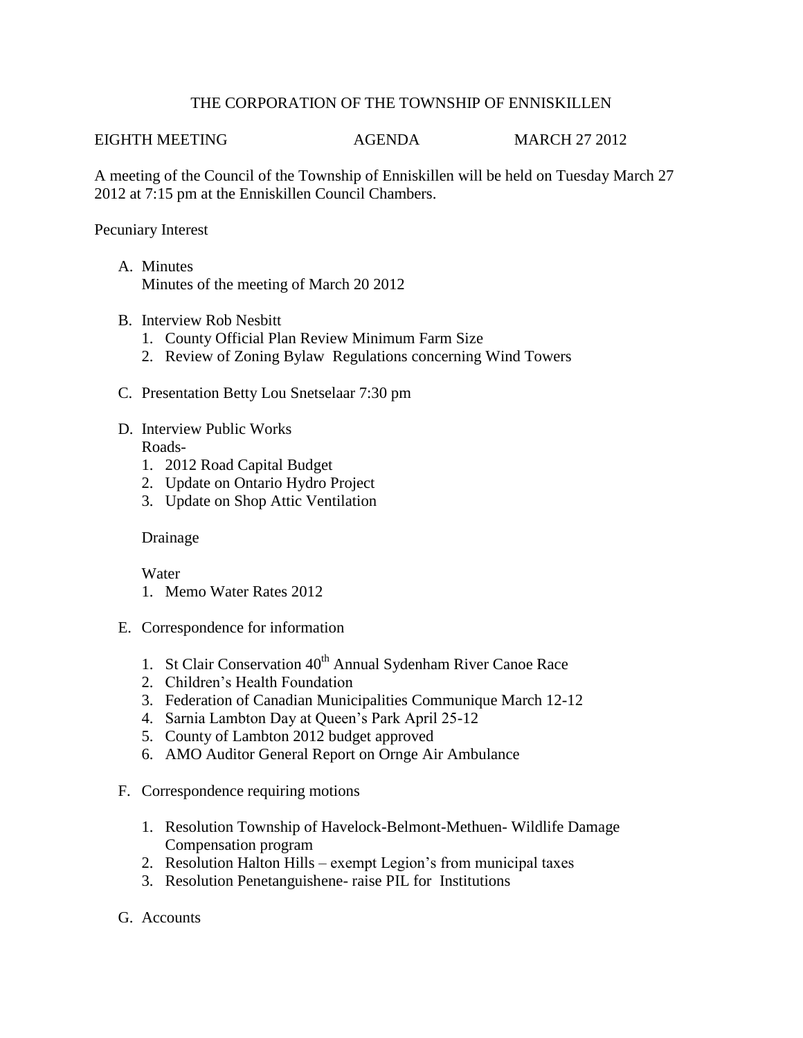# THE CORPORATION OF THE TOWNSHIP OF ENNISKILLEN

EIGHTH MEETING AGENDA MARCH 27 2012

A meeting of the Council of the Township of Enniskillen will be held on Tuesday March 27 2012 at 7:15 pm at the Enniskillen Council Chambers.

Pecuniary Interest

A. Minutes
   Minutes of the meeting of March 20 2012

B. Interview Rob Nesbitt
   1. County Official Plan Review Minimum Farm Size
   2. Review of Zoning Bylaw Regulations concerning Wind Towers

C. Presentation Betty Lou Snetselaar 7:30 pm

D. Interview Public Works
   Roads-
   1. 2012 Road Capital Budget
   2. Update on Ontario Hydro Project
   3. Update on Shop Attic Ventilation

   Drainage

   Water
   1. Memo Water Rates 2012

E. Correspondence for information

   1. St Clair Conservation 40th Annual Sydenham River Canoe Race
   2. Children's Health Foundation
   3. Federation of Canadian Municipalities Communique March 12-12
   4. Sarnia Lambton Day at Queen's Park April 25-12
   5. County of Lambton 2012 budget approved
   6. AMO Auditor General Report on Ornge Air Ambulance

F. Correspondence requiring motions

   1. Resolution Township of Havelock-Belmont-Methuen- Wildlife Damage Compensation program
   2. Resolution Halton Hills – exempt Legion's from municipal taxes
   3. Resolution Penetanguishene- raise PIL for Institutions

G. Accounts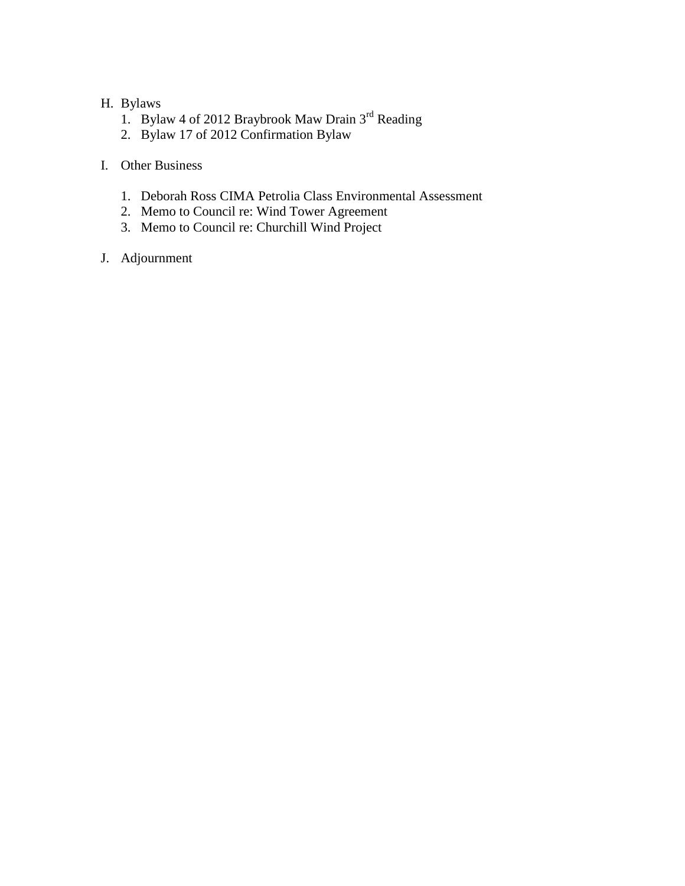H. Bylaws
   1. Bylaw 4 of 2012 Braybrook Maw Drain 3rd Reading
   2. Bylaw 17 of 2012 Confirmation Bylaw

I. Other Business

   1. Deborah Ross CIMA Petrolia Class Environmental Assessment
   2. Memo to Council re: Wind Tower Agreement
   3. Memo to Council re: Churchill Wind Project

J. Adjournment